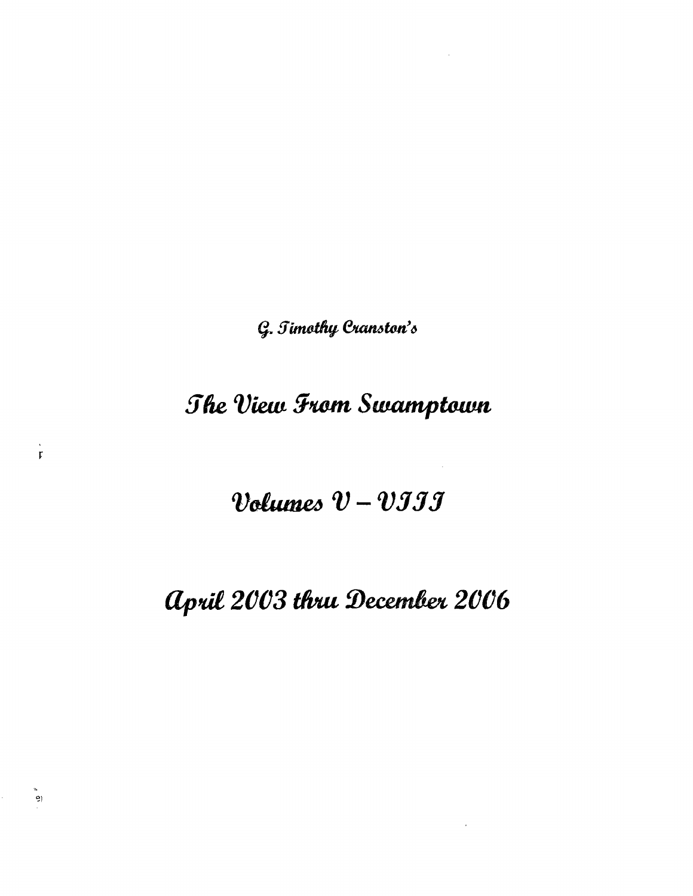*G. Timothy Cranston's*

# The View From Swamptown

## Volumes V – VIII

## April 2003 thru December 2006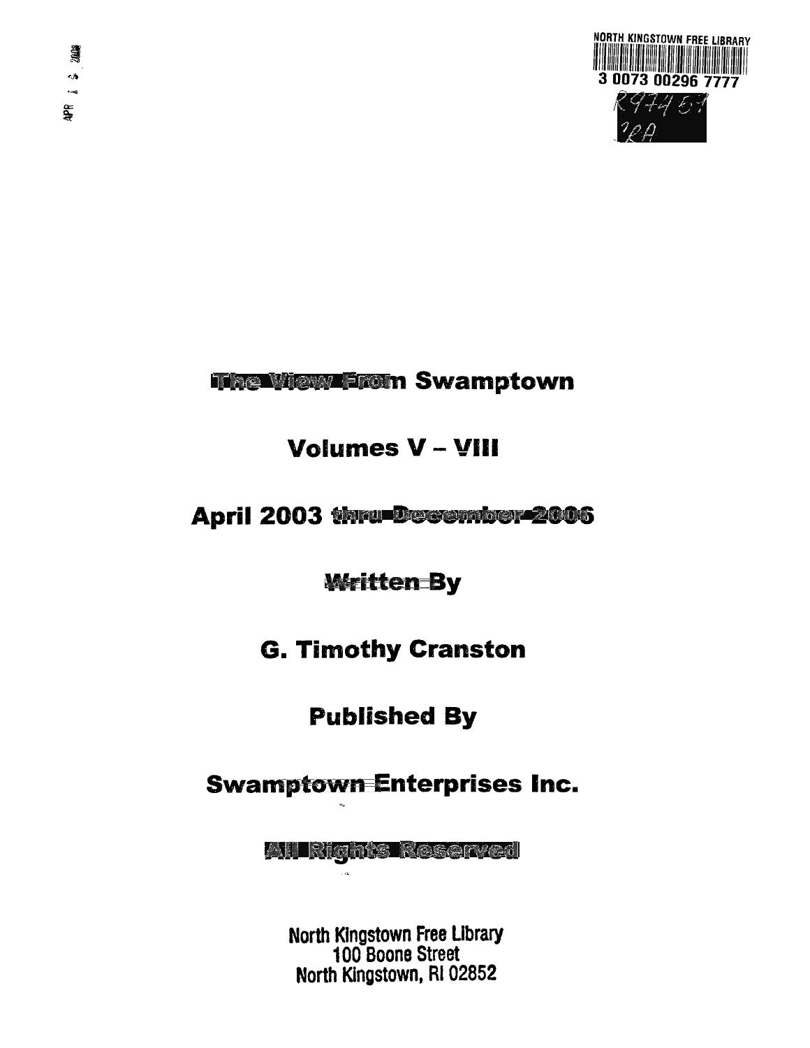NORTH KINGSTOWN FREE LIBRARY

3 0073 00296 7777

R974.51
CRA

# The View From Swamptown

## Volumes V – VIII

## April 2003 thru December 2006

## Written By

## G. Timothy Cranston

## Published By

## Swamptown Enterprises Inc.

All Rights Reserved

North Kingstown Free Library
100 Boone Street
North Kingstown, RI 02852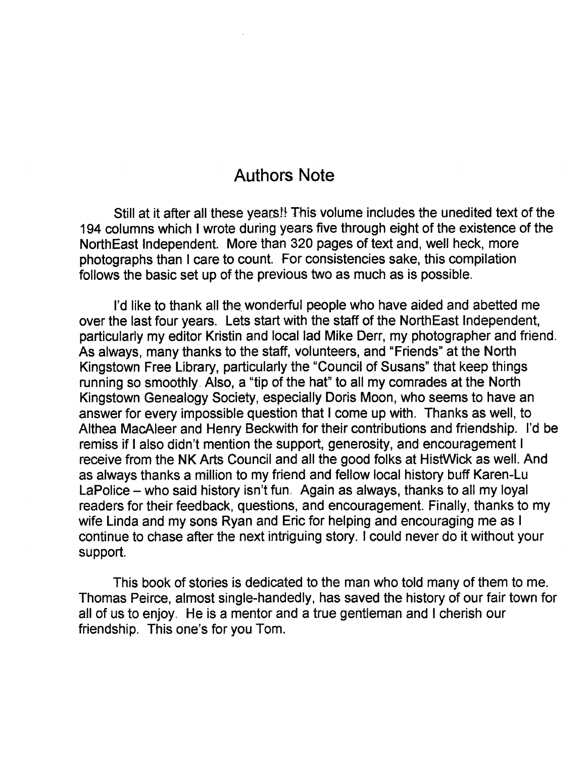# Authors Note

Still at it after all these years!! This volume includes the unedited text of the 194 columns which I wrote during years five through eight of the existence of the NorthEast Independent. More than 320 pages of text and, well heck, more photographs than I care to count. For consistencies sake, this compilation follows the basic set up of the previous two as much as is possible.

I'd like to thank all the wonderful people who have aided and abetted me over the last four years. Lets start with the staff of the NorthEast Independent, particularly my editor Kristin and local lad Mike Derr, my photographer and friend. As always, many thanks to the staff, volunteers, and "Friends" at the North Kingstown Free Library, particularly the "Council of Susans" that keep things running so smoothly. Also, a "tip of the hat" to all my comrades at the North Kingstown Genealogy Society, especially Doris Moon, who seems to have an answer for every impossible question that I come up with. Thanks as well, to Althea MacAleer and Henry Beckwith for their contributions and friendship. I'd be remiss if I also didn't mention the support, generosity, and encouragement I receive from the NK Arts Council and all the good folks at HistWick as well. And as always thanks a million to my friend and fellow local history buff Karen-Lu LaPolice – who said history isn't fun. Again as always, thanks to all my loyal readers for their feedback, questions, and encouragement. Finally, thanks to my wife Linda and my sons Ryan and Eric for helping and encouraging me as I continue to chase after the next intriguing story. I could never do it without your support.

This book of stories is dedicated to the man who told many of them to me. Thomas Peirce, almost single-handedly, has saved the history of our fair town for all of us to enjoy. He is a mentor and a true gentleman and I cherish our friendship. This one's for you Tom.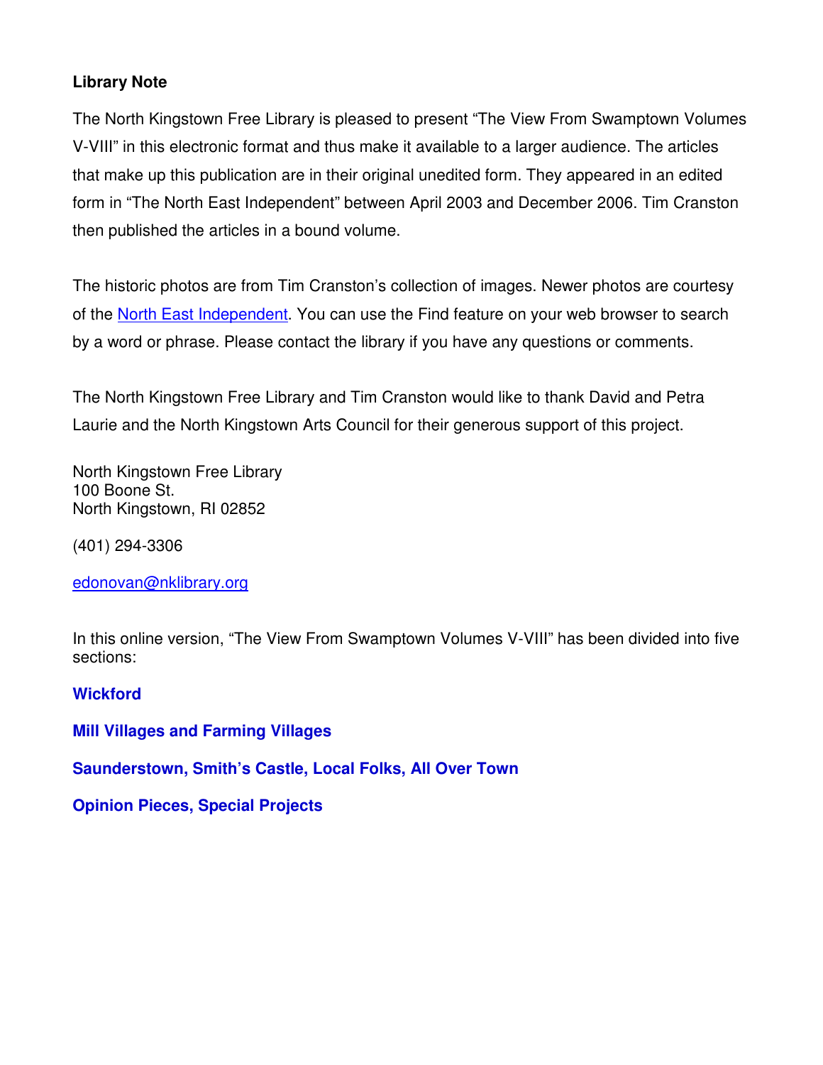**Library Note**

The North Kingstown Free Library is pleased to present "The View From Swamptown Volumes V-VIII" in this electronic format and thus make it available to a larger audience. The articles that make up this publication are in their original unedited form. They appeared in an edited form in "The North East Independent" between April 2003 and December 2006. Tim Cranston then published the articles in a bound volume.

The historic photos are from Tim Cranston's collection of images. Newer photos are courtesy of the North East Independent. You can use the Find feature on your web browser to search by a word or phrase. Please contact the library if you have any questions or comments.

The North Kingstown Free Library and Tim Cranston would like to thank David and Petra Laurie and the North Kingstown Arts Council for their generous support of this project.

North Kingstown Free Library  
100 Boone St.  
North Kingstown, RI 02852

(401) 294-3306

edonovan@nklibrary.org

In this online version, "The View From Swamptown Volumes V-VIII" has been divided into five sections:

**Wickford**

**Mill Villages and Farming Villages**

**Saunderstown, Smith's Castle, Local Folks, All Over Town**

**Opinion Pieces, Special Projects**